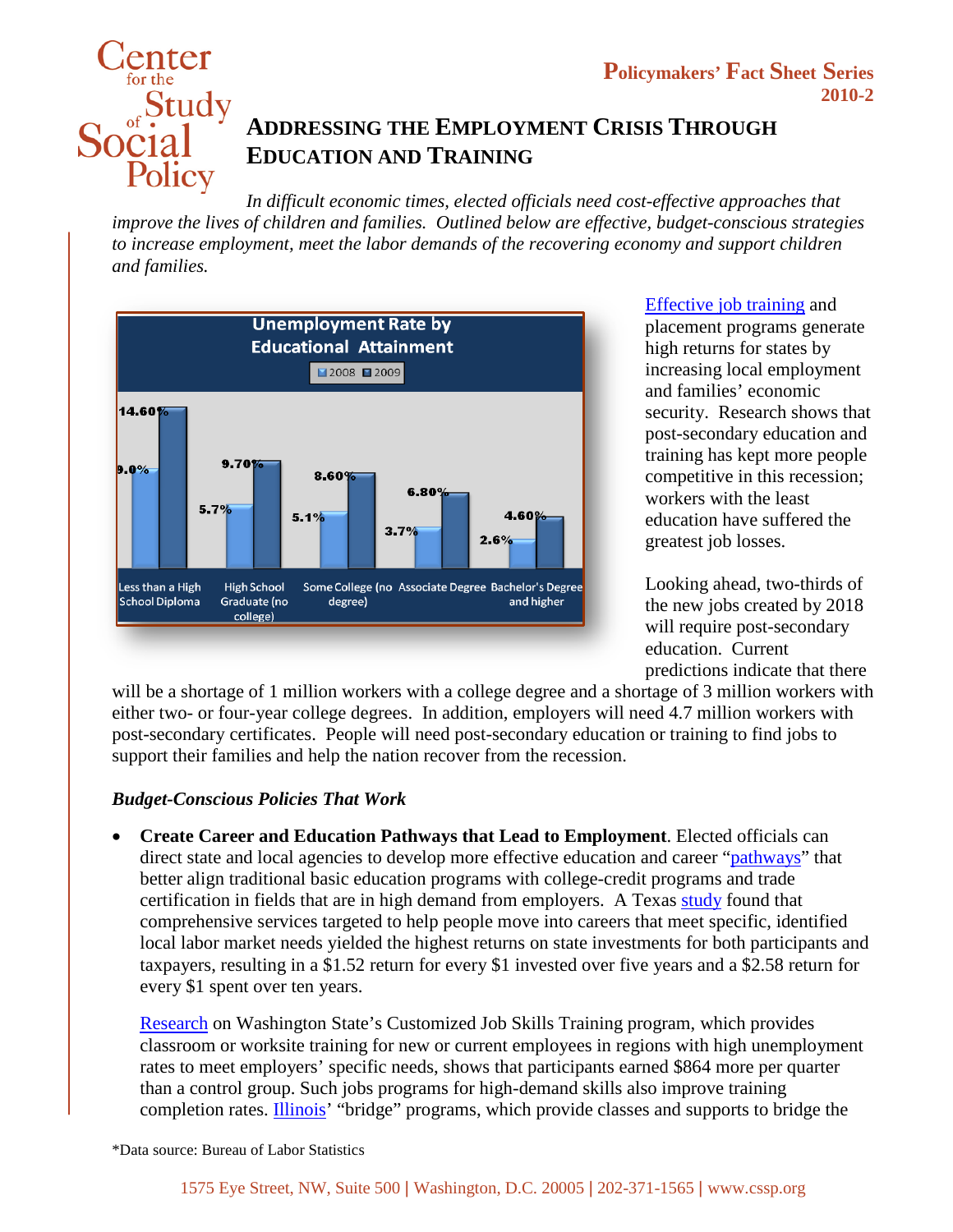**Policymakers' Fact Sheet Series**
**2010-2**

# Addressing the Employment Crisis Through Education and Training

*In difficult economic times, elected officials need cost-effective approaches that improve the lives of children and families. Outlined below are effective, budget-conscious strategies to increase employment, meet the labor demands of the recovering economy and support children and families.*

**Unemployment Rate by Educational Attainment**

| | 2008 | 2009 |
|---|---|---|
| Less than a High School Diploma | 9.0% | 14.60% |
| High School Graduate (no college) | 5.7% | 9.70% |
| Some College (no degree) | 5.1% | 8.60% |
| Associate Degree | 3.7% | 6.80% |
| Bachelor's Degree and higher | 2.6% | 4.60% |

Effective job training and placement programs generate high returns for states by increasing local employment and families' economic security. Research shows that post-secondary education and training has kept more people competitive in this recession; workers with the least education have suffered the greatest job losses.

Looking ahead, two-thirds of the new jobs created by 2018 will require post-secondary education. Current predictions indicate that there will be a shortage of 1 million workers with a college degree and a shortage of 3 million workers with either two- or four-year college degrees. In addition, employers will need 4.7 million workers with post-secondary certificates. People will need post-secondary education or training to find jobs to support their families and help the nation recover from the recession.

### *Budget-Conscious Policies That Work*

- **Create Career and Education Pathways that Lead to Employment**. Elected officials can direct state and local agencies to develop more effective education and career "pathways" that better align traditional basic education programs with college-credit programs and trade certification in fields that are in high demand from employers. A Texas study found that comprehensive services targeted to help people move into careers that meet specific, identified local labor market needs yielded the highest returns on state investments for both participants and taxpayers, resulting in a $1.52 return for every $1 invested over five years and a $2.58 return for every $1 spent over ten years.

  Research on Washington State's Customized Job Skills Training program, which provides classroom or worksite training for new or current employees in regions with high unemployment rates to meet employers' specific needs, shows that participants earned $864 more per quarter than a control group. Such jobs programs for high-demand skills also improve training completion rates. Illinois' "bridge" programs, which provide classes and supports to bridge the

*Data source: Bureau of Labor Statistics

1575 Eye Street, NW, Suite 500 | Washington, D.C. 20005 | 202-371-1565 | www.cssp.org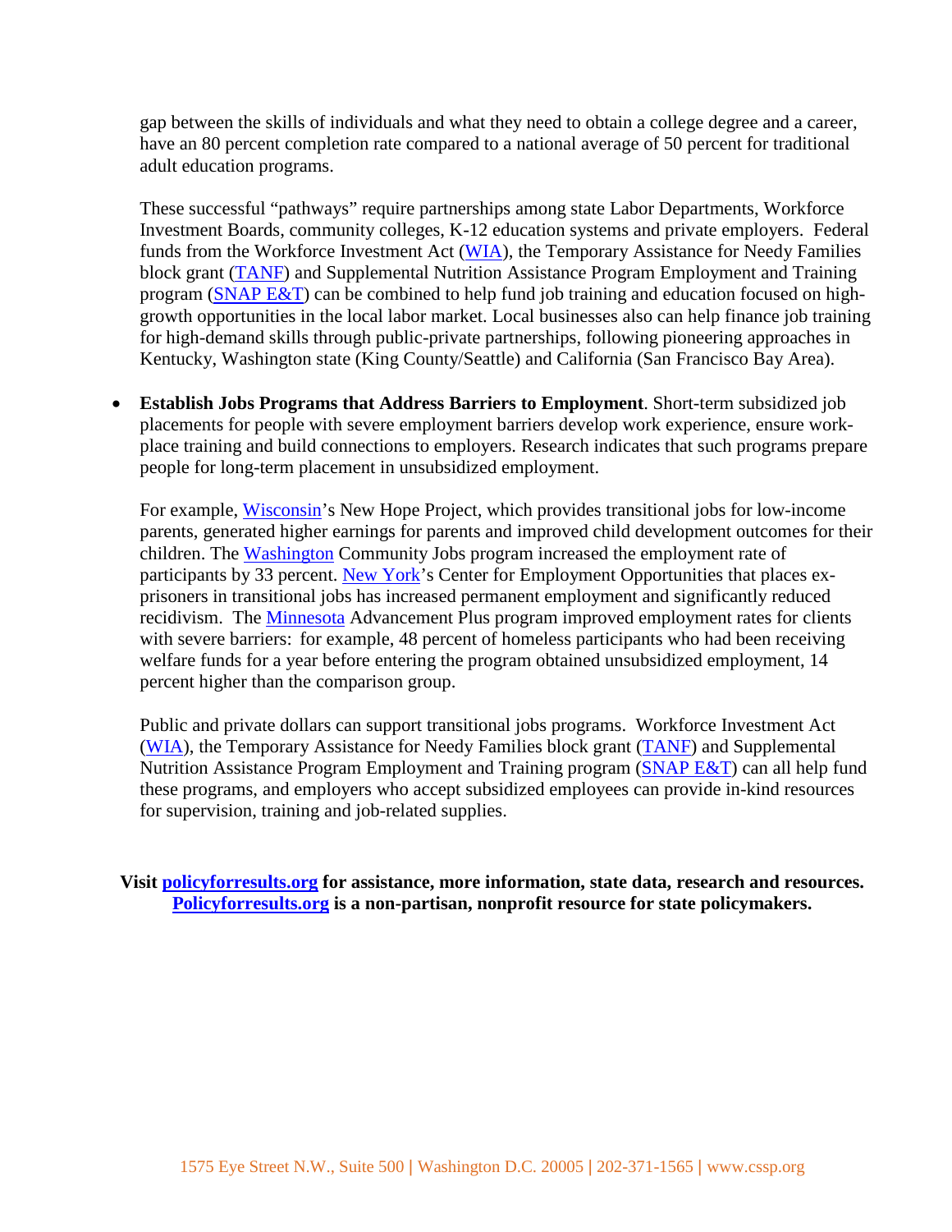gap between the skills of individuals and what they need to obtain a college degree and a career, have an 80 percent completion rate compared to a national average of 50 percent for traditional adult education programs.

These successful "pathways" require partnerships among state Labor Departments, Workforce Investment Boards, community colleges, K-12 education systems and private employers. Federal funds from the Workforce Investment Act (WIA), the Temporary Assistance for Needy Families block grant (TANF) and Supplemental Nutrition Assistance Program Employment and Training program (SNAP E&T) can be combined to help fund job training and education focused on high-growth opportunities in the local labor market. Local businesses also can help finance job training for high-demand skills through public-private partnerships, following pioneering approaches in Kentucky, Washington state (King County/Seattle) and California (San Francisco Bay Area).

- **Establish Jobs Programs that Address Barriers to Employment**. Short-term subsidized job placements for people with severe employment barriers develop work experience, ensure work-place training and build connections to employers. Research indicates that such programs prepare people for long-term placement in unsubsidized employment.

  For example, Wisconsin's New Hope Project, which provides transitional jobs for low-income parents, generated higher earnings for parents and improved child development outcomes for their children. The Washington Community Jobs program increased the employment rate of participants by 33 percent. New York's Center for Employment Opportunities that places ex-prisoners in transitional jobs has increased permanent employment and significantly reduced recidivism. The Minnesota Advancement Plus program improved employment rates for clients with severe barriers: for example, 48 percent of homeless participants who had been receiving welfare funds for a year before entering the program obtained unsubsidized employment, 14 percent higher than the comparison group.

  Public and private dollars can support transitional jobs programs. Workforce Investment Act (WIA), the Temporary Assistance for Needy Families block grant (TANF) and Supplemental Nutrition Assistance Program Employment and Training program (SNAP E&T) can all help fund these programs, and employers who accept subsidized employees can provide in-kind resources for supervision, training and job-related supplies.

**Visit policyforresults.org for assistance, more information, state data, research and resources. Policyforresults.org is a non-partisan, nonprofit resource for state policymakers.**